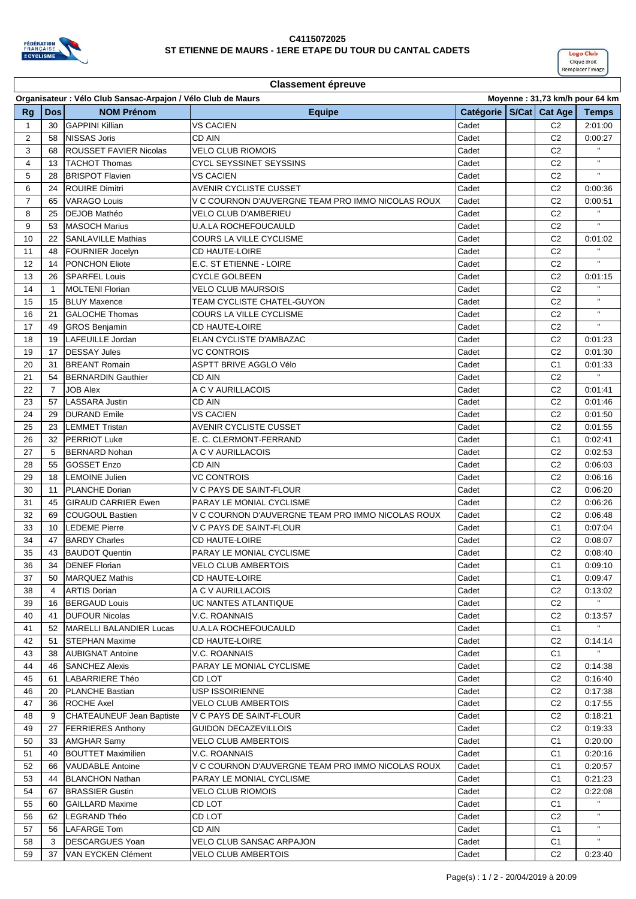**C4115072025**

**ST ETIENNE DE MAURS - 1ERE ETAPE DU TOUR DU CANTAL CADETS**

Logo Club Clique droit Remplacer l'image

## Classement épreuve

**Organisateur : Vélo Club Sansac-Arpajon / Vélo Club de Maurs** — **Moyenne : 31,73 km/h pour 64 km**

| Rg | Dos | NOM Prénom | Equipe | Catégorie | S/Cat | Cat Age | Temps |
|---|---|---|---|---|---|---|---|
| 1 | 30 | GAPPINI Killian | VS CACIEN | Cadet | | C2 | 2:01:00 |
| 2 | 58 | NISSAS Joris | CD AIN | Cadet | | C2 | 0:00:27 |
| 3 | 68 | ROUSSET FAVIER Nicolas | VELO CLUB RIOMOIS | Cadet | | C2 | " |
| 4 | 13 | TACHOT Thomas | CYCL SEYSSINET SEYSSINS | Cadet | | C2 | " |
| 5 | 28 | BRISPOT Flavien | VS CACIEN | Cadet | | C2 | " |
| 6 | 24 | ROUIRE Dimitri | AVENIR CYCLISTE CUSSET | Cadet | | C2 | 0:00:36 |
| 7 | 65 | VARAGO Louis | V C COURNON D'AUVERGNE TEAM PRO IMMO NICOLAS ROUX | Cadet | | C2 | 0:00:51 |
| 8 | 25 | DEJOB Mathéo | VELO CLUB D'AMBERIEU | Cadet | | C2 | " |
| 9 | 53 | MASOCH Marius | U.A.LA ROCHEFOUCAULD | Cadet | | C2 | " |
| 10 | 22 | SANLAVILLE Mathias | COURS LA VILLE CYCLISME | Cadet | | C2 | 0:01:02 |
| 11 | 48 | FOURNIER Jocelyn | CD HAUTE-LOIRE | Cadet | | C2 | " |
| 12 | 14 | PONCHON Eliote | E.C. ST ETIENNE - LOIRE | Cadet | | C2 | " |
| 13 | 26 | SPARFEL Louis | CYCLE GOLBEEN | Cadet | | C2 | 0:01:15 |
| 14 | 1 | MOLTENI Florian | VELO CLUB MAURSOIS | Cadet | | C2 | " |
| 15 | 15 | BLUY Maxence | TEAM CYCLISTE CHATEL-GUYON | Cadet | | C2 | " |
| 16 | 21 | GALOCHE Thomas | COURS LA VILLE CYCLISME | Cadet | | C2 | " |
| 17 | 49 | GROS Benjamin | CD HAUTE-LOIRE | Cadet | | C2 | " |
| 18 | 19 | LAFEUILLE Jordan | ELAN CYCLISTE D'AMBAZAC | Cadet | | C2 | 0:01:23 |
| 19 | 17 | DESSAY Jules | VC CONTROIS | Cadet | | C2 | 0:01:30 |
| 20 | 31 | BREANT Romain | ASPTT BRIVE AGGLO Vélo | Cadet | | C1 | 0:01:33 |
| 21 | 54 | BERNARDIN Gauthier | CD AIN | Cadet | | C2 | " |
| 22 | 7 | JOB Alex | A C V AURILLACOIS | Cadet | | C2 | 0:01:41 |
| 23 | 57 | LASSARA Justin | CD AIN | Cadet | | C2 | 0:01:46 |
| 24 | 29 | DURAND Emile | VS CACIEN | Cadet | | C2 | 0:01:50 |
| 25 | 23 | LEMMET Tristan | AVENIR CYCLISTE CUSSET | Cadet | | C2 | 0:01:55 |
| 26 | 32 | PERRIOT Luke | E. C. CLERMONT-FERRAND | Cadet | | C1 | 0:02:41 |
| 27 | 5 | BERNARD Nohan | A C V AURILLACOIS | Cadet | | C2 | 0:02:53 |
| 28 | 55 | GOSSET Enzo | CD AIN | Cadet | | C2 | 0:06:03 |
| 29 | 18 | LEMOINE Julien | VC CONTROIS | Cadet | | C2 | 0:06:16 |
| 30 | 11 | PLANCHE Dorian | V C PAYS DE SAINT-FLOUR | Cadet | | C2 | 0:06:20 |
| 31 | 45 | GIRAUD CARRIER Ewen | PARAY LE MONIAL CYCLISME | Cadet | | C2 | 0:06:26 |
| 32 | 69 | COUGOUL Bastien | V C COURNON D'AUVERGNE TEAM PRO IMMO NICOLAS ROUX | Cadet | | C2 | 0:06:48 |
| 33 | 10 | LEDEME Pierre | V C PAYS DE SAINT-FLOUR | Cadet | | C1 | 0:07:04 |
| 34 | 47 | BARDY Charles | CD HAUTE-LOIRE | Cadet | | C2 | 0:08:07 |
| 35 | 43 | BAUDOT Quentin | PARAY LE MONIAL CYCLISME | Cadet | | C2 | 0:08:40 |
| 36 | 34 | DENEF Florian | VELO CLUB AMBERTOIS | Cadet | | C1 | 0:09:10 |
| 37 | 50 | MARQUEZ Mathis | CD HAUTE-LOIRE | Cadet | | C1 | 0:09:47 |
| 38 | 4 | ARTIS Dorian | A C V AURILLACOIS | Cadet | | C2 | 0:13:02 |
| 39 | 16 | BERGAUD Louis | UC NANTES ATLANTIQUE | Cadet | | C2 | " |
| 40 | 41 | DUFOUR Nicolas | V.C. ROANNAIS | Cadet | | C2 | 0:13:57 |
| 41 | 52 | MARELLI BALANDIER Lucas | U.A.LA ROCHEFOUCAULD | Cadet | | C1 | " |
| 42 | 51 | STEPHAN Maxime | CD HAUTE-LOIRE | Cadet | | C2 | 0:14:14 |
| 43 | 38 | AUBIGNAT Antoine | V.C. ROANNAIS | Cadet | | C1 | " |
| 44 | 46 | SANCHEZ Alexis | PARAY LE MONIAL CYCLISME | Cadet | | C2 | 0:14:38 |
| 45 | 61 | LABARRIERE Théo | CD LOT | Cadet | | C2 | 0:16:40 |
| 46 | 20 | PLANCHE Bastian | USP ISSOIRIENNE | Cadet | | C2 | 0:17:38 |
| 47 | 36 | ROCHE Axel | VELO CLUB AMBERTOIS | Cadet | | C2 | 0:17:55 |
| 48 | 9 | CHATEAUNEUF Jean Baptiste | V C PAYS DE SAINT-FLOUR | Cadet | | C2 | 0:18:21 |
| 49 | 27 | FERRIERES Anthony | GUIDON DECAZEVILLOIS | Cadet | | C2 | 0:19:33 |
| 50 | 33 | AMGHAR Samy | VELO CLUB AMBERTOIS | Cadet | | C1 | 0:20:00 |
| 51 | 40 | BOUTTET Maximilien | V.C. ROANNAIS | Cadet | | C1 | 0:20:16 |
| 52 | 66 | VAUDABLE Antoine | V C COURNON D'AUVERGNE TEAM PRO IMMO NICOLAS ROUX | Cadet | | C1 | 0:20:57 |
| 53 | 44 | BLANCHON Nathan | PARAY LE MONIAL CYCLISME | Cadet | | C1 | 0:21:23 |
| 54 | 67 | BRASSIER Gustin | VELO CLUB RIOMOIS | Cadet | | C2 | 0:22:08 |
| 55 | 60 | GAILLARD Maxime | CD LOT | Cadet | | C1 | " |
| 56 | 62 | LEGRAND Théo | CD LOT | Cadet | | C2 | " |
| 57 | 56 | LAFARGE Tom | CD AIN | Cadet | | C1 | " |
| 58 | 3 | DESCARGUES Yoan | VELO CLUB SANSAC ARPAJON | Cadet | | C1 | " |
| 59 | 37 | VAN EYCKEN Clément | VELO CLUB AMBERTOIS | Cadet | | C2 | 0:23:40 |

Page(s) : 1 / 2 - 20/04/2019 à 20:09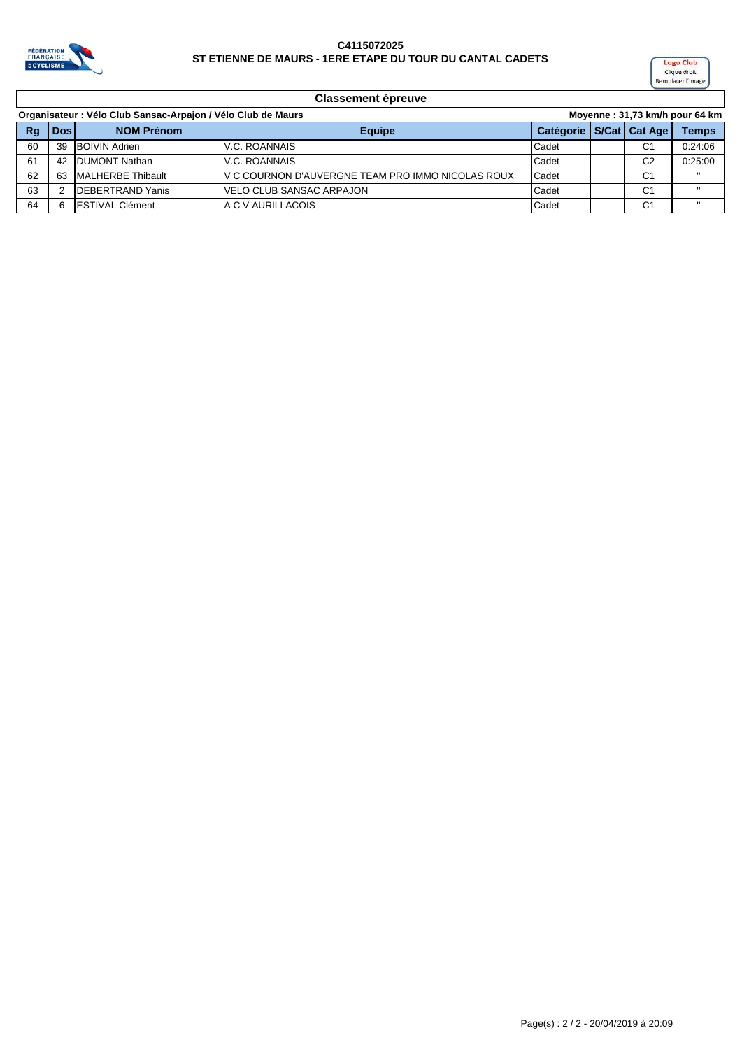**C4115072025**

**ST ETIENNE DE MAURS - 1ERE ETAPE DU TOUR DU CANTAL CADETS**

Logo Club
Clique droit
Remplacer l'image

## Classement épreuve

**Organisateur : Vélo Club Sansac-Arpajon / Vélo Club de Maurs** **Moyenne : 31,73 km/h pour 64 km**

| Rg | Dos | NOM Prénom | Equipe | Catégorie | S/Cat | Cat Age | Temps |
|---|---|---|---|---|---|---|---|
| 60 | 39 | BOIVIN Adrien | V.C. ROANNAIS | Cadet | | C1 | 0:24:06 |
| 61 | 42 | DUMONT Nathan | V.C. ROANNAIS | Cadet | | C2 | 0:25:00 |
| 62 | 63 | MALHERBE Thibault | V C COURNON D'AUVERGNE TEAM PRO IMMO NICOLAS ROUX | Cadet | | C1 | " |
| 63 | 2 | DEBERTRAND Yanis | VELO CLUB SANSAC ARPAJON | Cadet | | C1 | " |
| 64 | 6 | ESTIVAL Clément | A C V AURILLACOIS | Cadet | | C1 | " |

Page(s) : 2 / 2 - 20/04/2019 à 20:09